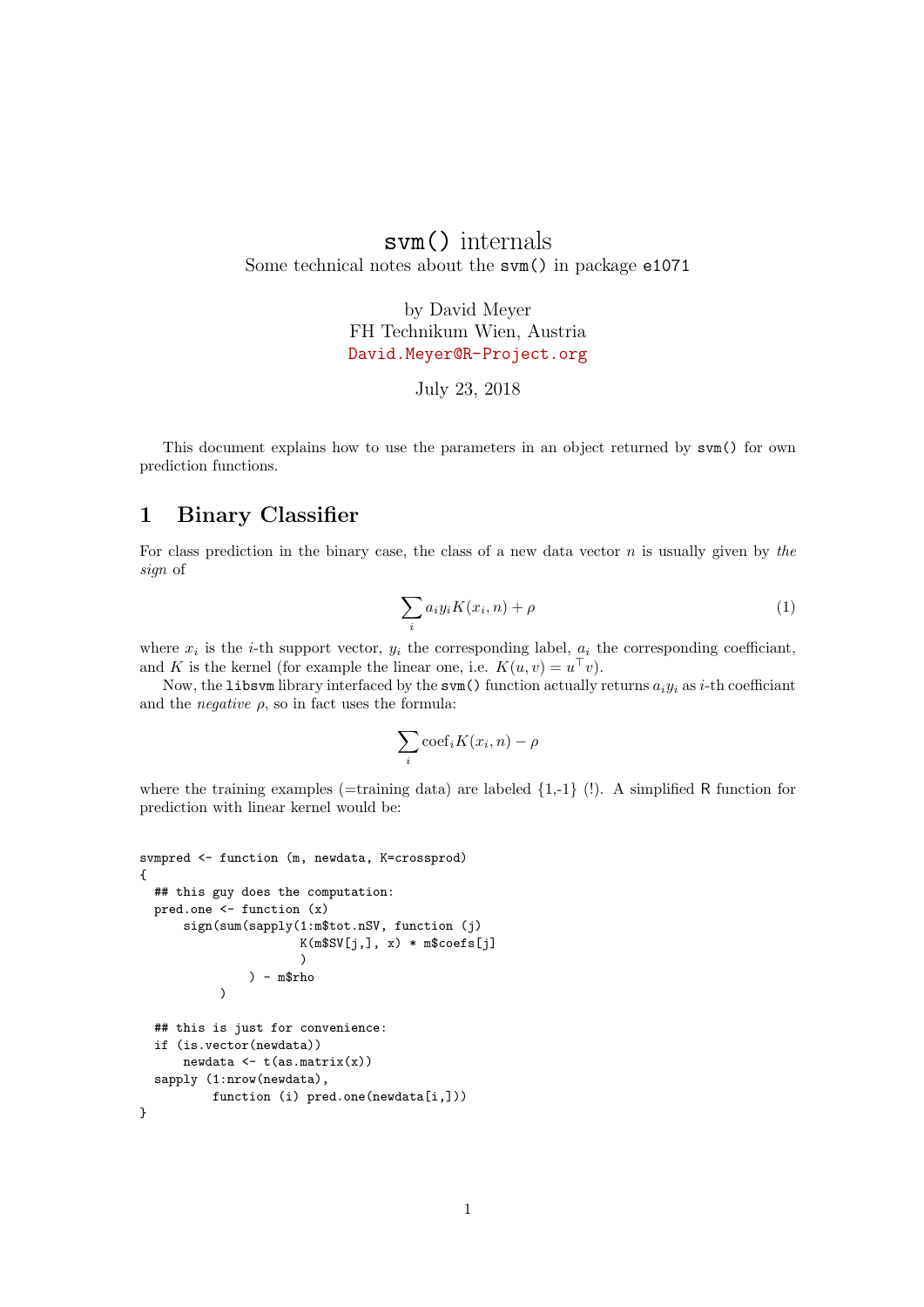# `svm()` internals

Some technical notes about the `svm()` in package `e1071`

by David Meyer
FH Technikum Wien, Austria
David.Meyer@R-Project.org

July 23, 2018

This document explains how to use the parameters in an object returned by `svm()` for own prediction functions.

## 1 Binary Classifier

For class prediction in the binary case, the class of a new data vector $n$ is usually given by *the sign* of

$$\sum_i a_i y_i K(x_i, n) + \rho \tag{1}$$

where $x_i$ is the $i$-th support vector, $y_i$ the corresponding label, $a_i$ the corresponding coefficiant, and $K$ is the kernel (for example the linear one, i.e. $K(u, v) = u^\top v$).

Now, the `libsvm` library interfaced by the `svm()` function actually returns $a_i y_i$ as $i$-th coefficiant and the *negative* $\rho$, so in fact uses the formula:

$$\sum_i \text{coef}_i K(x_i, n) - \rho$$

where the training examples (=training data) are labeled {1,-1} (!). A simplified R function for prediction with linear kernel would be:

```
svmpred <- function (m, newdata, K=crossprod)
{
  ## this guy does the computation:
  pred.one <- function (x)
      sign(sum(sapply(1:m$tot.nSV, function (j)
                      K(m$SV[j,], x) * m$coefs[j]
                      )
               ) - m$rho
           )

  ## this is just for convenience:
  if (is.vector(newdata))
      newdata <- t(as.matrix(x))
  sapply (1:nrow(newdata),
          function (i) pred.one(newdata[i,]))
}
```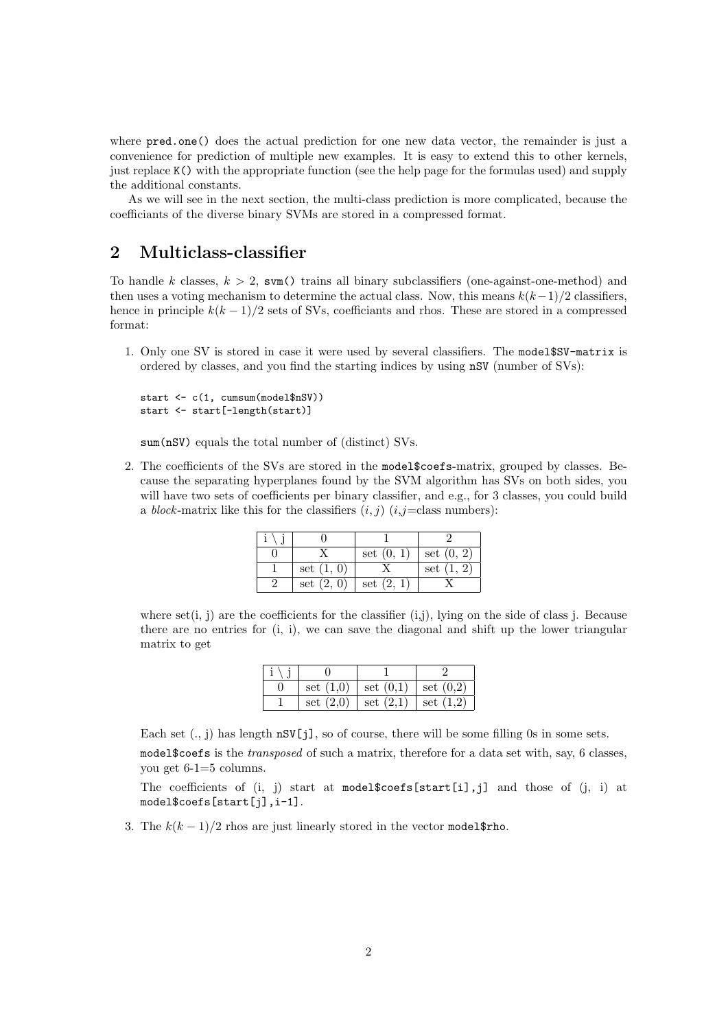where `pred.one()` does the actual prediction for one new data vector, the remainder is just a convenience for prediction of multiple new examples. It is easy to extend this to other kernels, just replace `K()` with the appropriate function (see the help page for the formulas used) and supply the additional constants.

As we will see in the next section, the multi-class prediction is more complicated, because the coefficiants of the diverse binary SVMs are stored in a compressed format.

## 2 Multiclass-classifier

To handle $k$ classes, $k > 2$, `svm()` trains all binary subclassifiers (one-against-one-method) and then uses a voting mechanism to determine the actual class. Now, this means $k(k-1)/2$ classifiers, hence in principle $k(k-1)/2$ sets of SVs, coefficiants and rhos. These are stored in a compressed format:

1. Only one SV is stored in case it were used by several classifiers. The `model$SV-matrix` is ordered by classes, and you find the starting indices by using `nSV` (number of SVs):

   ```
   start <- c(1, cumsum(model$nSV))
   start <- start[-length(start)]
   ```

   `sum(nSV)` equals the total number of (distinct) SVs.

2. The coefficients of the SVs are stored in the `model$coefs`-matrix, grouped by classes. Because the separating hyperplanes found by the SVM algorithm has SVs on both sides, you will have two sets of coefficients per binary classifier, and e.g., for 3 classes, you could build a *block*-matrix like this for the classifiers $(i, j)$ ($i$,$j$=class numbers):

   | i \ j | 0 | 1 | 2 |
   |---|---|---|---|
   | 0 | X | set (0, 1) | set (0, 2) |
   | 1 | set (1, 0) | X | set (1, 2) |
   | 2 | set (2, 0) | set (2, 1) | X |

   where set(i, j) are the coefficients for the classifier (i,j), lying on the side of class j. Because there are no entries for (i, i), we can save the diagonal and shift up the lower triangular matrix to get

   | i \ j | 0 | 1 | 2 |
   |---|---|---|---|
   | 0 | set (1,0) | set (0,1) | set (0,2) |
   | 1 | set (2,0) | set (2,1) | set (1,2) |

   Each set (., j) has length `nSV[j]`, so of course, there will be some filling 0s in some sets.

   `model$coefs` is the *transposed* of such a matrix, therefore for a data set with, say, 6 classes, you get 6-1=5 columns.

   The coefficients of (i, j) start at `model$coefs[start[i],j]` and those of (j, i) at `model$coefs[start[j],i-1]`.

3. The $k(k-1)/2$ rhos are just linearly stored in the vector `model$rho`.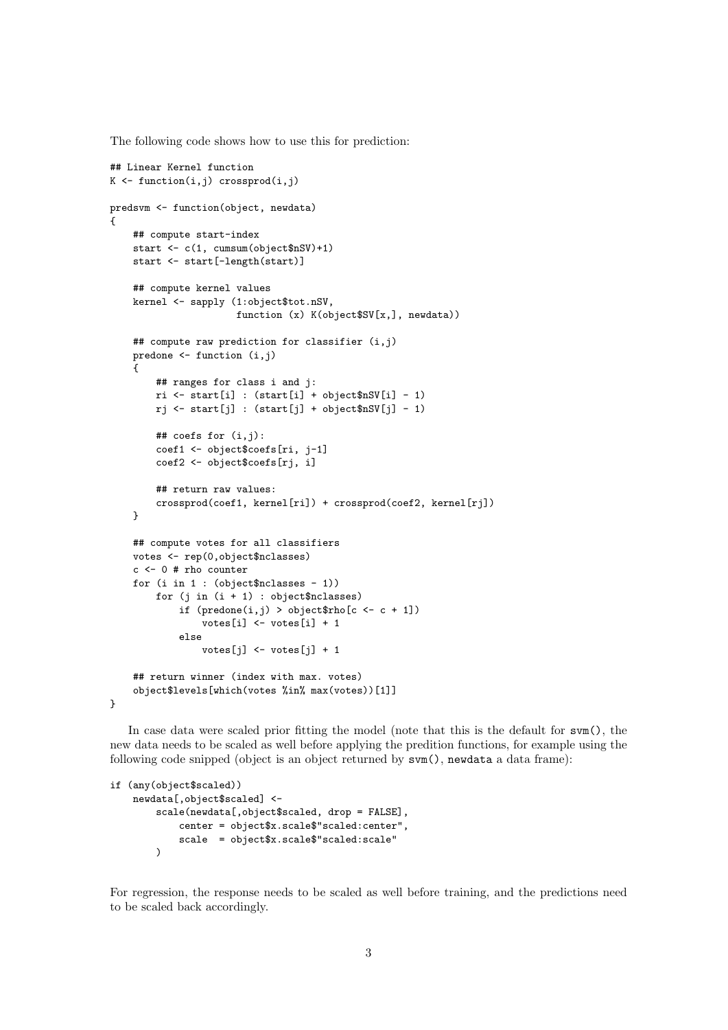The following code shows how to use this for prediction:

```
## Linear Kernel function
K <- function(i,j) crossprod(i,j)

predsvm <- function(object, newdata)
{
    ## compute start-index
    start <- c(1, cumsum(object$nSV)+1)
    start <- start[-length(start)]

    ## compute kernel values
    kernel <- sapply (1:object$tot.nSV,
                      function (x) K(object$SV[x,], newdata))

    ## compute raw prediction for classifier (i,j)
    predone <- function (i,j)
    {
        ## ranges for class i and j:
        ri <- start[i] : (start[i] + object$nSV[i] - 1)
        rj <- start[j] : (start[j] + object$nSV[j] - 1)

        ## coefs for (i,j):
        coef1 <- object$coefs[ri, j-1]
        coef2 <- object$coefs[rj, i]

        ## return raw values:
        crossprod(coef1, kernel[ri]) + crossprod(coef2, kernel[rj])
    }

    ## compute votes for all classifiers
    votes <- rep(0,object$nclasses)
    c <- 0 # rho counter
    for (i in 1 : (object$nclasses - 1))
        for (j in (i + 1) : object$nclasses)
            if (predone(i,j) > object$rho[c <- c + 1])
                votes[i] <- votes[i] + 1
            else
                votes[j] <- votes[j] + 1

    ## return winner (index with max. votes)
    object$levels[which(votes %in% max(votes))[1]]
}
```

In case data were scaled prior fitting the model (note that this is the default for `svm()`, the new data needs to be scaled as well before applying the predition functions, for example using the following code snipped (object is an object returned by `svm()`, `newdata` a data frame):

```
if (any(object$scaled))
    newdata[,object$scaled] <-
        scale(newdata[,object$scaled, drop = FALSE],
            center = object$x.scale$"scaled:center",
            scale  = object$x.scale$"scaled:scale"
        )
```

For regression, the response needs to be scaled as well before training, and the predictions need to be scaled back accordingly.